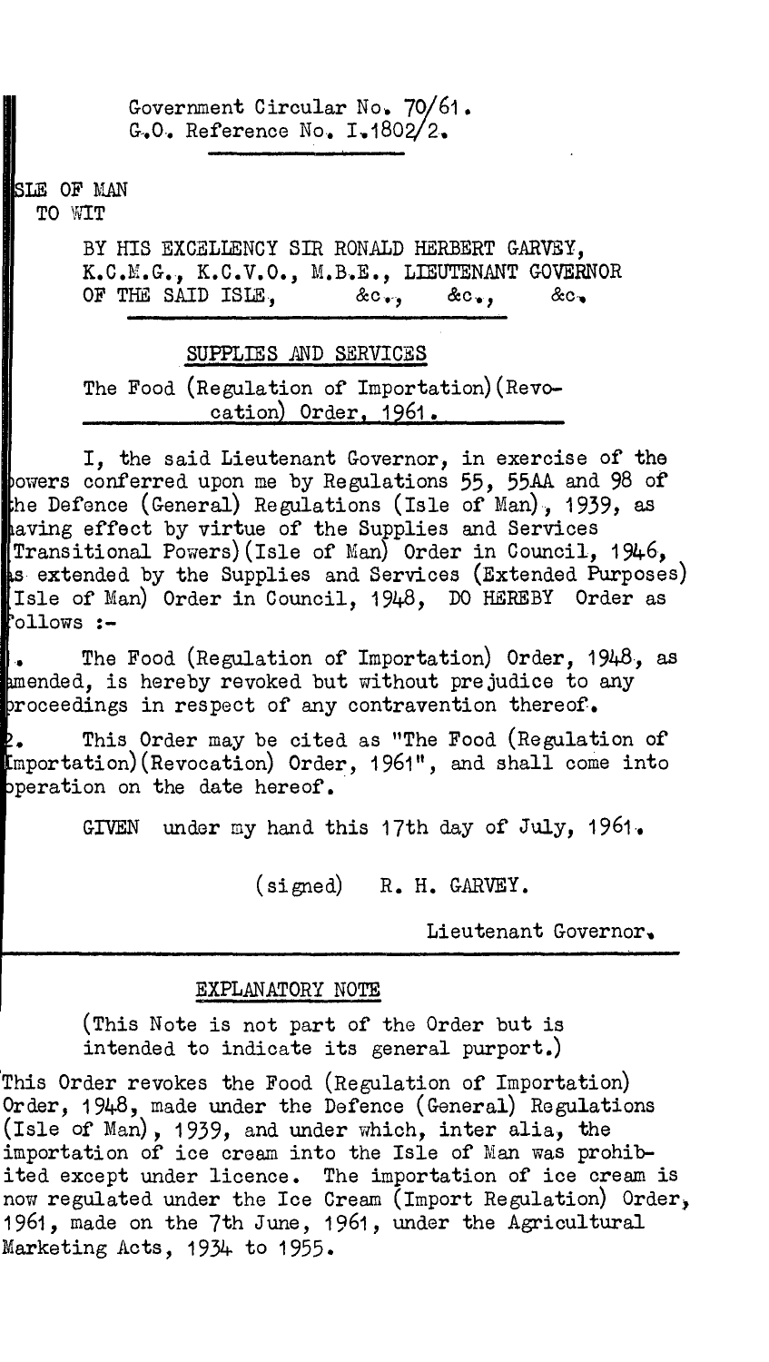Government Circular No. 70/61.
G.O. Reference No. I.1802/2.

ISLE OF MAN
TO WIT

BY HIS EXCELLENCY SIR RONALD HERBERT GARVEY, K.C.M.G., K.C.V.O., M.B.E., LIEUTENANT GOVERNOR OF THE SAID ISLE, &c., &c., &c.

## SUPPLIES AND SERVICES

### The Food (Regulation of Importation)(Revocation) Order, 1961.

I, the said Lieutenant Governor, in exercise of the powers conferred upon me by Regulations 55, 55AA and 98 of the Defence (General) Regulations (Isle of Man), 1939, as having effect by virtue of the Supplies and Services (Transitional Powers)(Isle of Man) Order in Council, 1946, as extended by the Supplies and Services (Extended Purposes) (Isle of Man) Order in Council, 1948, DO HEREBY Order as follows :-

1. The Food (Regulation of Importation) Order, 1948, as amended, is hereby revoked but without prejudice to any proceedings in respect of any contravention thereof.

2. This Order may be cited as "The Food (Regulation of Importation)(Revocation) Order, 1961", and shall come into operation on the date hereof.

GIVEN under my hand this 17th day of July, 1961.

(signed) R. H. GARVEY.

Lieutenant Governor.

---

### EXPLANATORY NOTE

(This Note is not part of the Order but is intended to indicate its general purport.)

This Order revokes the Food (Regulation of Importation) Order, 1948, made under the Defence (General) Regulations (Isle of Man), 1939, and under which, inter alia, the importation of ice cream into the Isle of Man was prohibited except under licence. The importation of ice cream is now regulated under the Ice Cream (Import Regulation) Order, 1961, made on the 7th June, 1961, under the Agricultural Marketing Acts, 1934 to 1955.